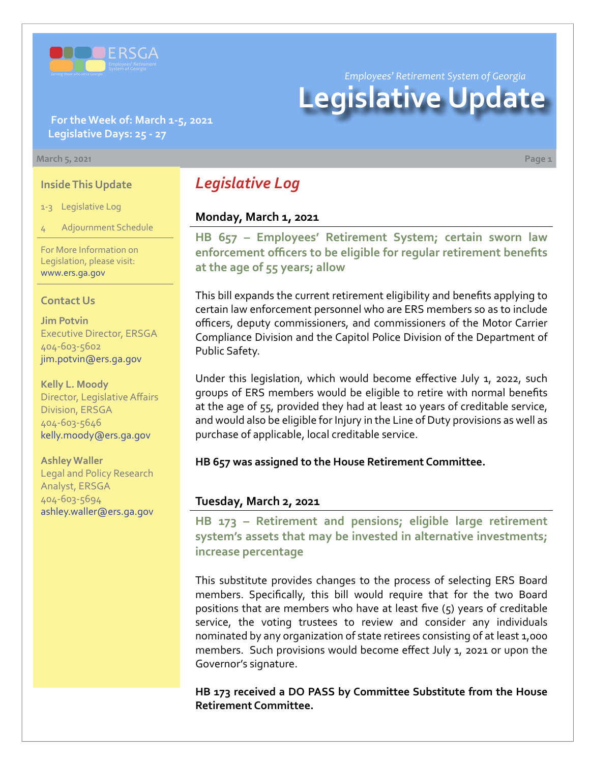ERSGA
Employees' Retirement System of Georgia
Serving those who serve Georgia

*Employees' Retirement System of Georgia*

# Legislative Update

**For the Week of: March 1-5, 2021**
**Legislative Days: 25 - 27**

March 5, 2021

### Inside This Update

1-3 Legislative Log

4 Adjournment Schedule

For More Information on Legislation, please visit: www.ers.ga.gov

### Contact Us

**Jim Potvin**
Executive Director, ERSGA
404-603-5602
jim.potvin@ers.ga.gov

**Kelly L. Moody**
Director, Legislative Affairs Division, ERSGA
404-603-5646
kelly.moody@ers.ga.gov

**Ashley Waller**
Legal and Policy Research Analyst, ERSGA
404-603-5694
ashley.waller@ers.ga.gov

## *Legislative Log*

### Monday, March 1, 2021

**HB 657 – Employees' Retirement System; certain sworn law enforcement officers to be eligible for regular retirement benefits at the age of 55 years; allow**

This bill expands the current retirement eligibility and benefits applying to certain law enforcement personnel who are ERS members so as to include officers, deputy commissioners, and commissioners of the Motor Carrier Compliance Division and the Capitol Police Division of the Department of Public Safety.

Under this legislation, which would become effective July 1, 2022, such groups of ERS members would be eligible to retire with normal benefits at the age of 55, provided they had at least 10 years of creditable service, and would also be eligible for Injury in the Line of Duty provisions as well as purchase of applicable, local creditable service.

**HB 657 was assigned to the House Retirement Committee.**

### Tuesday, March 2, 2021

**HB 173 – Retirement and pensions; eligible large retirement system's assets that may be invested in alternative investments; increase percentage**

This substitute provides changes to the process of selecting ERS Board members. Specifically, this bill would require that for the two Board positions that are members who have at least five (5) years of creditable service, the voting trustees to review and consider any individuals nominated by any organization of state retirees consisting of at least 1,000 members. Such provisions would become effect July 1, 2021 or upon the Governor's signature.

**HB 173 received a DO PASS by Committee Substitute from the House Retirement Committee.**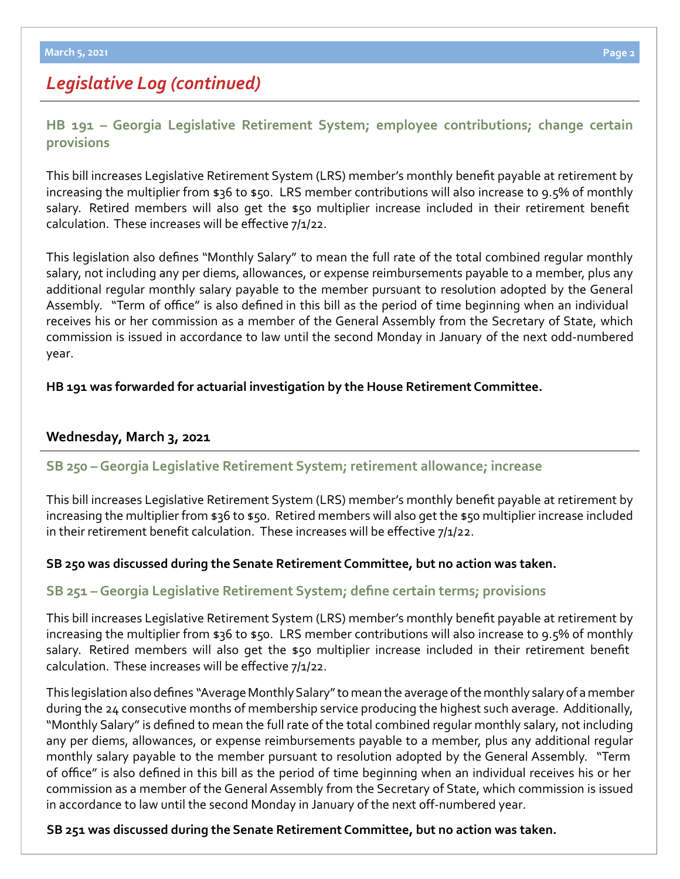## Legislative Log (continued)

### HB 191 – Georgia Legislative Retirement System; employee contributions; change certain provisions

This bill increases Legislative Retirement System (LRS) member's monthly benefit payable at retirement by increasing the multiplier from $36 to $50. LRS member contributions will also increase to 9.5% of monthly salary. Retired members will also get the $50 multiplier increase included in their retirement benefit calculation. These increases will be effective 7/1/22.

This legislation also defines "Monthly Salary" to mean the full rate of the total combined regular monthly salary, not including any per diems, allowances, or expense reimbursements payable to a member, plus any additional regular monthly salary payable to the member pursuant to resolution adopted by the General Assembly. "Term of office" is also defined in this bill as the period of time beginning when an individual receives his or her commission as a member of the General Assembly from the Secretary of State, which commission is issued in accordance to law until the second Monday in January of the next odd-numbered year.

**HB 191 was forwarded for actuarial investigation by the House Retirement Committee.**

**Wednesday, March 3, 2021**

### SB 250 – Georgia Legislative Retirement System; retirement allowance; increase

This bill increases Legislative Retirement System (LRS) member's monthly benefit payable at retirement by increasing the multiplier from $36 to $50. Retired members will also get the $50 multiplier increase included in their retirement benefit calculation. These increases will be effective 7/1/22.

**SB 250 was discussed during the Senate Retirement Committee, but no action was taken.**

### SB 251 – Georgia Legislative Retirement System; define certain terms; provisions

This bill increases Legislative Retirement System (LRS) member's monthly benefit payable at retirement by increasing the multiplier from $36 to $50. LRS member contributions will also increase to 9.5% of monthly salary. Retired members will also get the $50 multiplier increase included in their retirement benefit calculation. These increases will be effective 7/1/22.

This legislation also defines "Average Monthly Salary" to mean the average of the monthly salary of a member during the 24 consecutive months of membership service producing the highest such average. Additionally, "Monthly Salary" is defined to mean the full rate of the total combined regular monthly salary, not including any per diems, allowances, or expense reimbursements payable to a member, plus any additional regular monthly salary payable to the member pursuant to resolution adopted by the General Assembly. "Term of office" is also defined in this bill as the period of time beginning when an individual receives his or her commission as a member of the General Assembly from the Secretary of State, which commission is issued in accordance to law until the second Monday in January of the next off-numbered year.

**SB 251 was discussed during the Senate Retirement Committee, but no action was taken.**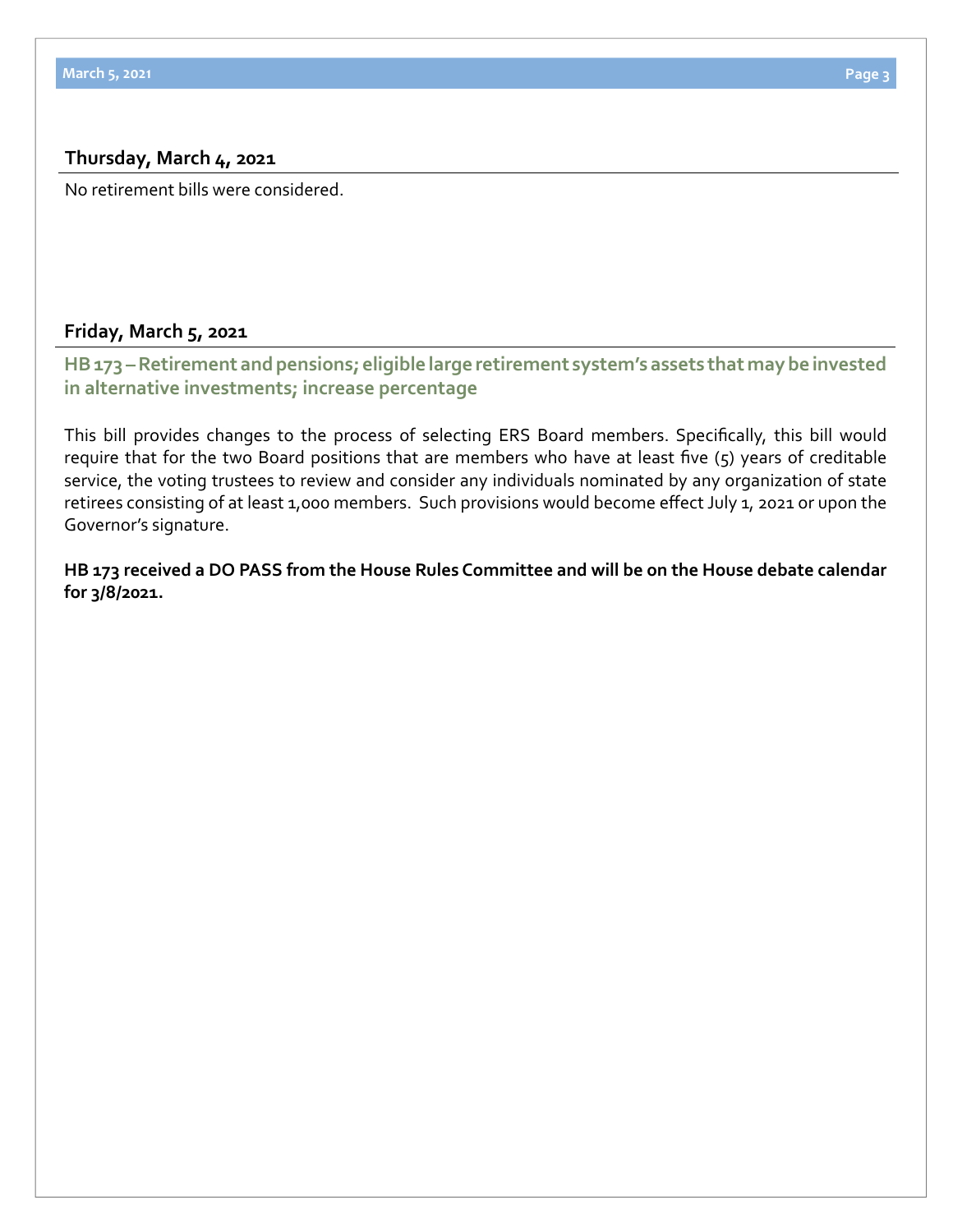## Thursday, March 4, 2021

No retirement bills were considered.

## Friday, March 5, 2021

### HB 173 – Retirement and pensions; eligible large retirement system's assets that may be invested in alternative investments; increase percentage

This bill provides changes to the process of selecting ERS Board members. Specifically, this bill would require that for the two Board positions that are members who have at least five (5) years of creditable service, the voting trustees to review and consider any individuals nominated by any organization of state retirees consisting of at least 1,000 members. Such provisions would become effect July 1, 2021 or upon the Governor's signature.

**HB 173 received a DO PASS from the House Rules Committee and will be on the House debate calendar for 3/8/2021.**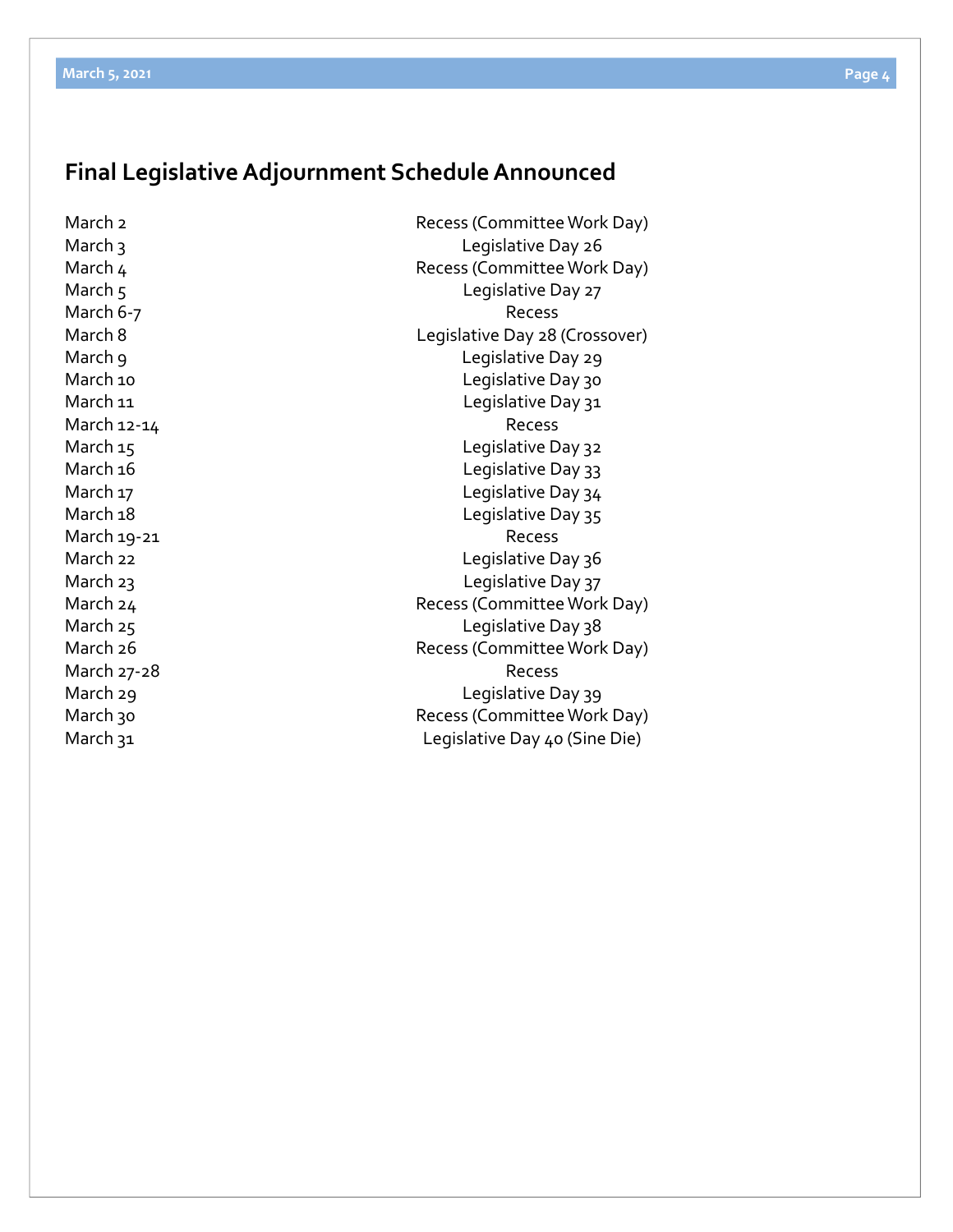## Final Legislative Adjournment Schedule Announced

| | |
|---|---|
| March 2 | Recess (Committee Work Day) |
| March 3 | Legislative Day 26 |
| March 4 | Recess (Committee Work Day) |
| March 5 | Legislative Day 27 |
| March 6-7 | Recess |
| March 8 | Legislative Day 28 (Crossover) |
| March 9 | Legislative Day 29 |
| March 10 | Legislative Day 30 |
| March 11 | Legislative Day 31 |
| March 12-14 | Recess |
| March 15 | Legislative Day 32 |
| March 16 | Legislative Day 33 |
| March 17 | Legislative Day 34 |
| March 18 | Legislative Day 35 |
| March 19-21 | Recess |
| March 22 | Legislative Day 36 |
| March 23 | Legislative Day 37 |
| March 24 | Recess (Committee Work Day) |
| March 25 | Legislative Day 38 |
| March 26 | Recess (Committee Work Day) |
| March 27-28 | Recess |
| March 29 | Legislative Day 39 |
| March 30 | Recess (Committee Work Day) |
| March 31 | Legislative Day 40 (Sine Die) |